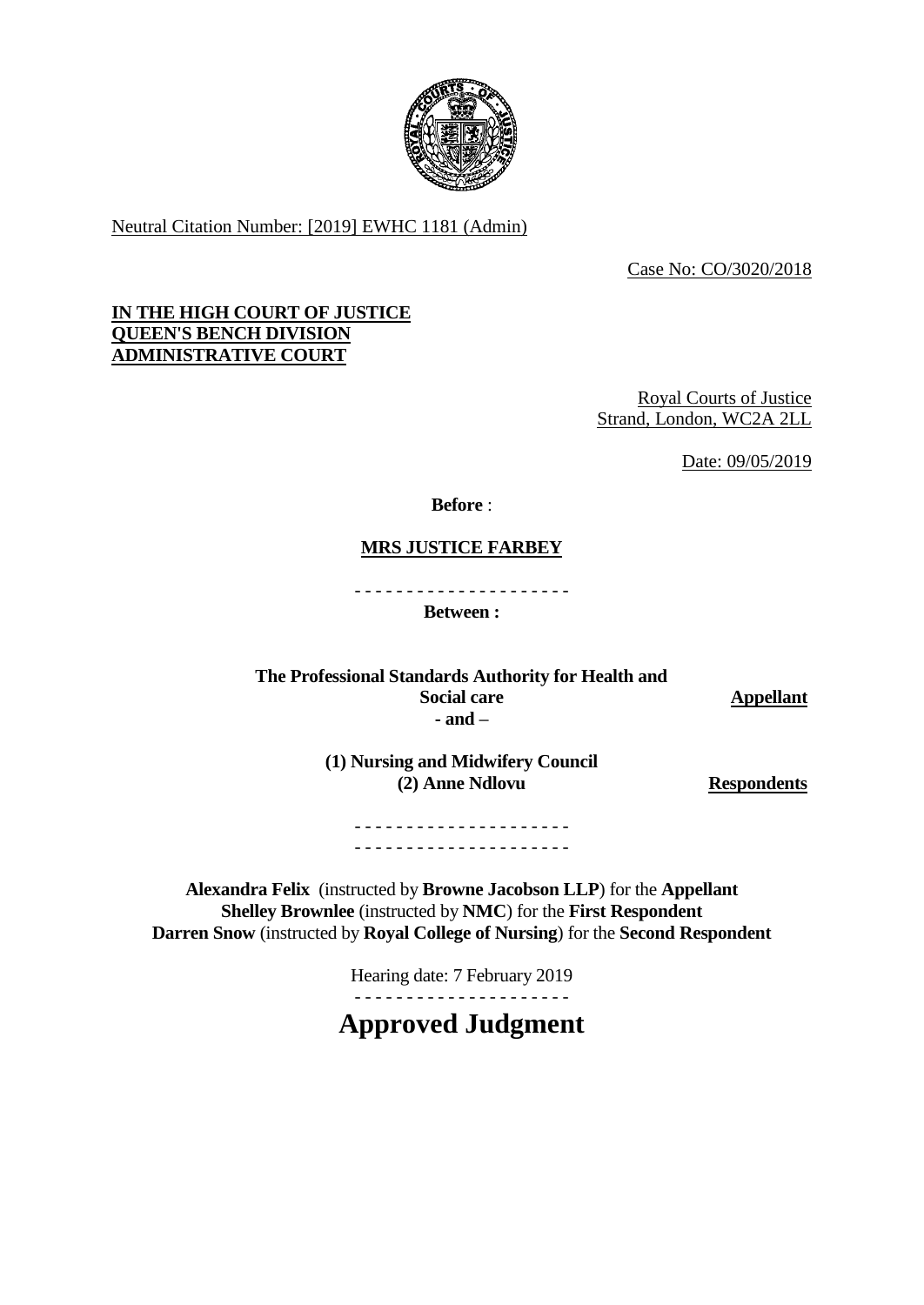Neutral Citation Number: [2019] EWHC 1181 (Admin)

Case No: CO/3020/2018

**IN THE HIGH COURT OF JUSTICE**
**QUEEN'S BENCH DIVISION**
**ADMINISTRATIVE COURT**

Royal Courts of Justice
Strand, London, WC2A 2LL

Date: 09/05/2019

**Before** :

**MRS JUSTICE FARBEY**

- - - - - - - - - - - - - - - - - - - - -

**Between :**

| | |
|---|---|
| **The Professional Standards Authority for Health and Social care** | **Appellant** |
| **- and –** | |
| **(1) Nursing and Midwifery Council**<br>**(2) Anne Ndlovu** | **Respondents** |

- - - - - - - - - - - - - - - - - - - - -
- - - - - - - - - - - - - - - - - - - - -

**Alexandra Felix** (instructed by **Browne Jacobson LLP**) for the **Appellant**
**Shelley Brownlee** (instructed by **NMC**) for the **First Respondent**
**Darren Snow** (instructed by **Royal College of Nursing**) for the **Second Respondent**

Hearing date: 7 February 2019

- - - - - - - - - - - - - - - - - - - - -

# Approved Judgment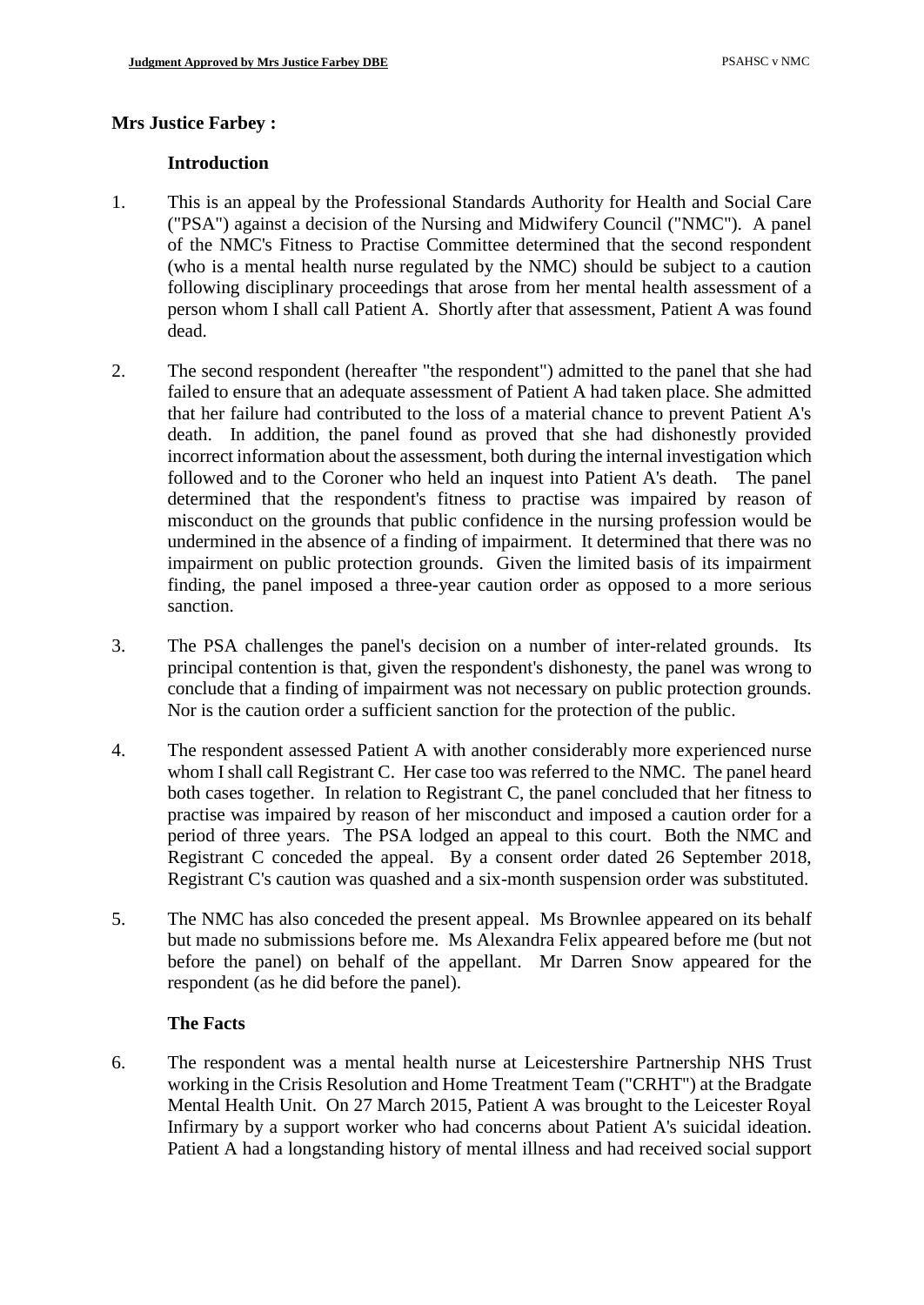**Mrs Justice Farbey :**

**Introduction**

1. This is an appeal by the Professional Standards Authority for Health and Social Care ("PSA") against a decision of the Nursing and Midwifery Council ("NMC"). A panel of the NMC's Fitness to Practise Committee determined that the second respondent (who is a mental health nurse regulated by the NMC) should be subject to a caution following disciplinary proceedings that arose from her mental health assessment of a person whom I shall call Patient A. Shortly after that assessment, Patient A was found dead.

2. The second respondent (hereafter "the respondent") admitted to the panel that she had failed to ensure that an adequate assessment of Patient A had taken place. She admitted that her failure had contributed to the loss of a material chance to prevent Patient A's death. In addition, the panel found as proved that she had dishonestly provided incorrect information about the assessment, both during the internal investigation which followed and to the Coroner who held an inquest into Patient A's death. The panel determined that the respondent's fitness to practise was impaired by reason of misconduct on the grounds that public confidence in the nursing profession would be undermined in the absence of a finding of impairment. It determined that there was no impairment on public protection grounds. Given the limited basis of its impairment finding, the panel imposed a three-year caution order as opposed to a more serious sanction.

3. The PSA challenges the panel's decision on a number of inter-related grounds. Its principal contention is that, given the respondent's dishonesty, the panel was wrong to conclude that a finding of impairment was not necessary on public protection grounds. Nor is the caution order a sufficient sanction for the protection of the public.

4. The respondent assessed Patient A with another considerably more experienced nurse whom I shall call Registrant C. Her case too was referred to the NMC. The panel heard both cases together. In relation to Registrant C, the panel concluded that her fitness to practise was impaired by reason of her misconduct and imposed a caution order for a period of three years. The PSA lodged an appeal to this court. Both the NMC and Registrant C conceded the appeal. By a consent order dated 26 September 2018, Registrant C's caution was quashed and a six-month suspension order was substituted.

5. The NMC has also conceded the present appeal. Ms Brownlee appeared on its behalf but made no submissions before me. Ms Alexandra Felix appeared before me (but not before the panel) on behalf of the appellant. Mr Darren Snow appeared for the respondent (as he did before the panel).

**The Facts**

6. The respondent was a mental health nurse at Leicestershire Partnership NHS Trust working in the Crisis Resolution and Home Treatment Team ("CRHT") at the Bradgate Mental Health Unit. On 27 March 2015, Patient A was brought to the Leicester Royal Infirmary by a support worker who had concerns about Patient A's suicidal ideation. Patient A had a longstanding history of mental illness and had received social support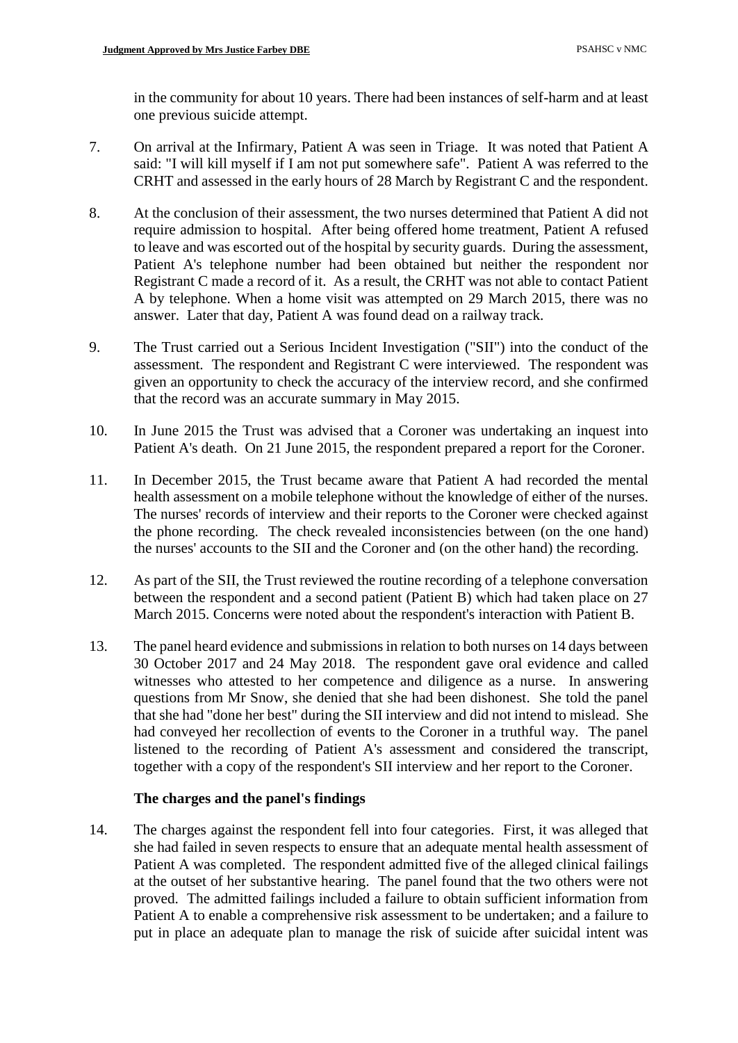in the community for about 10 years. There had been instances of self-harm and at least one previous suicide attempt.

7. On arrival at the Infirmary, Patient A was seen in Triage. It was noted that Patient A said: "I will kill myself if I am not put somewhere safe". Patient A was referred to the CRHT and assessed in the early hours of 28 March by Registrant C and the respondent.

8. At the conclusion of their assessment, the two nurses determined that Patient A did not require admission to hospital. After being offered home treatment, Patient A refused to leave and was escorted out of the hospital by security guards. During the assessment, Patient A's telephone number had been obtained but neither the respondent nor Registrant C made a record of it. As a result, the CRHT was not able to contact Patient A by telephone. When a home visit was attempted on 29 March 2015, there was no answer. Later that day, Patient A was found dead on a railway track.

9. The Trust carried out a Serious Incident Investigation ("SII") into the conduct of the assessment. The respondent and Registrant C were interviewed. The respondent was given an opportunity to check the accuracy of the interview record, and she confirmed that the record was an accurate summary in May 2015.

10. In June 2015 the Trust was advised that a Coroner was undertaking an inquest into Patient A's death. On 21 June 2015, the respondent prepared a report for the Coroner.

11. In December 2015, the Trust became aware that Patient A had recorded the mental health assessment on a mobile telephone without the knowledge of either of the nurses. The nurses' records of interview and their reports to the Coroner were checked against the phone recording. The check revealed inconsistencies between (on the one hand) the nurses' accounts to the SII and the Coroner and (on the other hand) the recording.

12. As part of the SII, the Trust reviewed the routine recording of a telephone conversation between the respondent and a second patient (Patient B) which had taken place on 27 March 2015. Concerns were noted about the respondent's interaction with Patient B.

13. The panel heard evidence and submissions in relation to both nurses on 14 days between 30 October 2017 and 24 May 2018. The respondent gave oral evidence and called witnesses who attested to her competence and diligence as a nurse. In answering questions from Mr Snow, she denied that she had been dishonest. She told the panel that she had "done her best" during the SII interview and did not intend to mislead. She had conveyed her recollection of events to the Coroner in a truthful way. The panel listened to the recording of Patient A's assessment and considered the transcript, together with a copy of the respondent's SII interview and her report to the Coroner.

### The charges and the panel's findings

14. The charges against the respondent fell into four categories. First, it was alleged that she had failed in seven respects to ensure that an adequate mental health assessment of Patient A was completed. The respondent admitted five of the alleged clinical failings at the outset of her substantive hearing. The panel found that the two others were not proved. The admitted failings included a failure to obtain sufficient information from Patient A to enable a comprehensive risk assessment to be undertaken; and a failure to put in place an adequate plan to manage the risk of suicide after suicidal intent was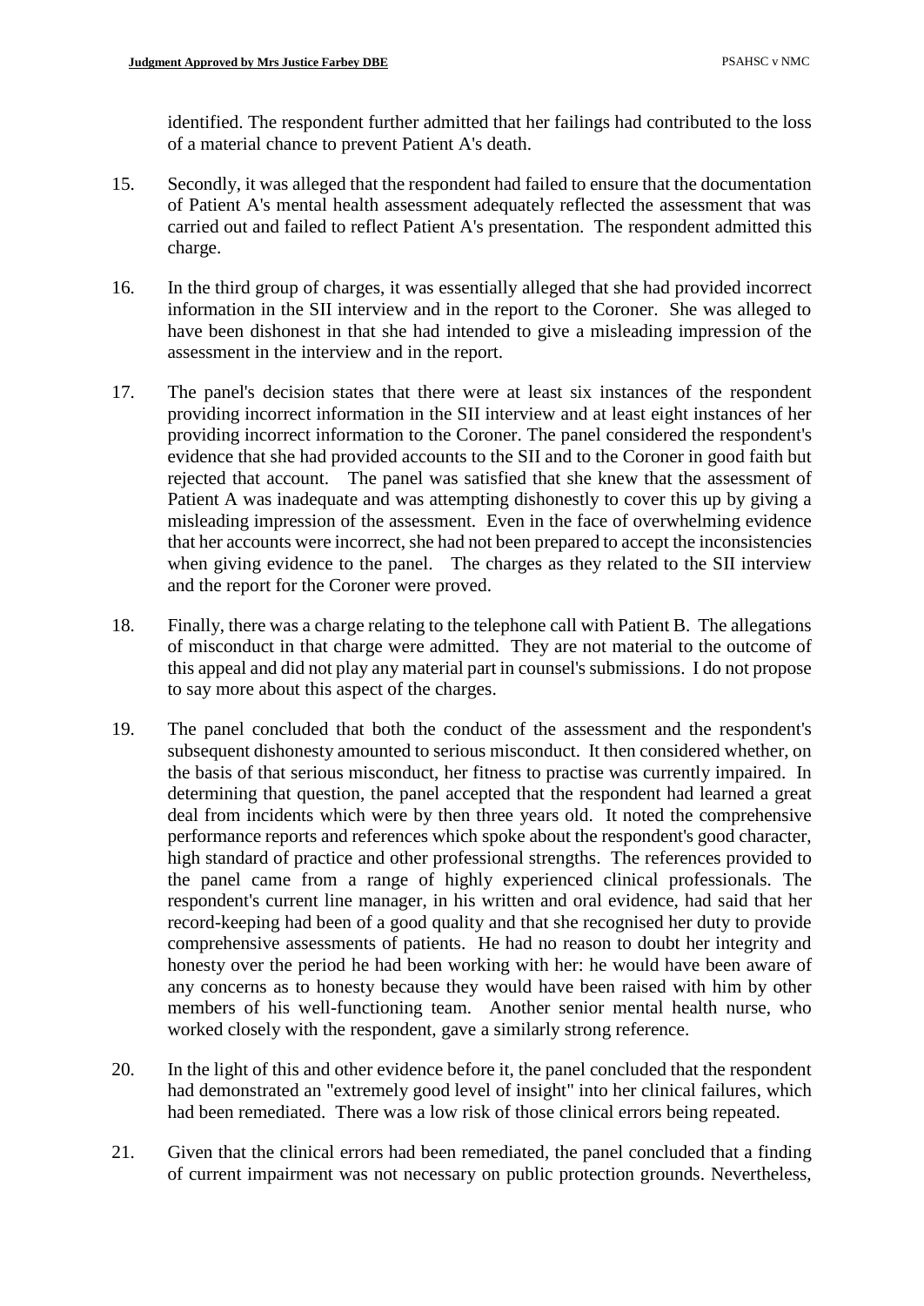identified. The respondent further admitted that her failings had contributed to the loss of a material chance to prevent Patient A's death.

15. Secondly, it was alleged that the respondent had failed to ensure that the documentation of Patient A's mental health assessment adequately reflected the assessment that was carried out and failed to reflect Patient A's presentation. The respondent admitted this charge.

16. In the third group of charges, it was essentially alleged that she had provided incorrect information in the SII interview and in the report to the Coroner. She was alleged to have been dishonest in that she had intended to give a misleading impression of the assessment in the interview and in the report.

17. The panel's decision states that there were at least six instances of the respondent providing incorrect information in the SII interview and at least eight instances of her providing incorrect information to the Coroner. The panel considered the respondent's evidence that she had provided accounts to the SII and to the Coroner in good faith but rejected that account. The panel was satisfied that she knew that the assessment of Patient A was inadequate and was attempting dishonestly to cover this up by giving a misleading impression of the assessment. Even in the face of overwhelming evidence that her accounts were incorrect, she had not been prepared to accept the inconsistencies when giving evidence to the panel. The charges as they related to the SII interview and the report for the Coroner were proved.

18. Finally, there was a charge relating to the telephone call with Patient B. The allegations of misconduct in that charge were admitted. They are not material to the outcome of this appeal and did not play any material part in counsel's submissions. I do not propose to say more about this aspect of the charges.

19. The panel concluded that both the conduct of the assessment and the respondent's subsequent dishonesty amounted to serious misconduct. It then considered whether, on the basis of that serious misconduct, her fitness to practise was currently impaired. In determining that question, the panel accepted that the respondent had learned a great deal from incidents which were by then three years old. It noted the comprehensive performance reports and references which spoke about the respondent's good character, high standard of practice and other professional strengths. The references provided to the panel came from a range of highly experienced clinical professionals. The respondent's current line manager, in his written and oral evidence, had said that her record-keeping had been of a good quality and that she recognised her duty to provide comprehensive assessments of patients. He had no reason to doubt her integrity and honesty over the period he had been working with her: he would have been aware of any concerns as to honesty because they would have been raised with him by other members of his well-functioning team. Another senior mental health nurse, who worked closely with the respondent, gave a similarly strong reference.

20. In the light of this and other evidence before it, the panel concluded that the respondent had demonstrated an "extremely good level of insight" into her clinical failures, which had been remediated. There was a low risk of those clinical errors being repeated.

21. Given that the clinical errors had been remediated, the panel concluded that a finding of current impairment was not necessary on public protection grounds. Nevertheless,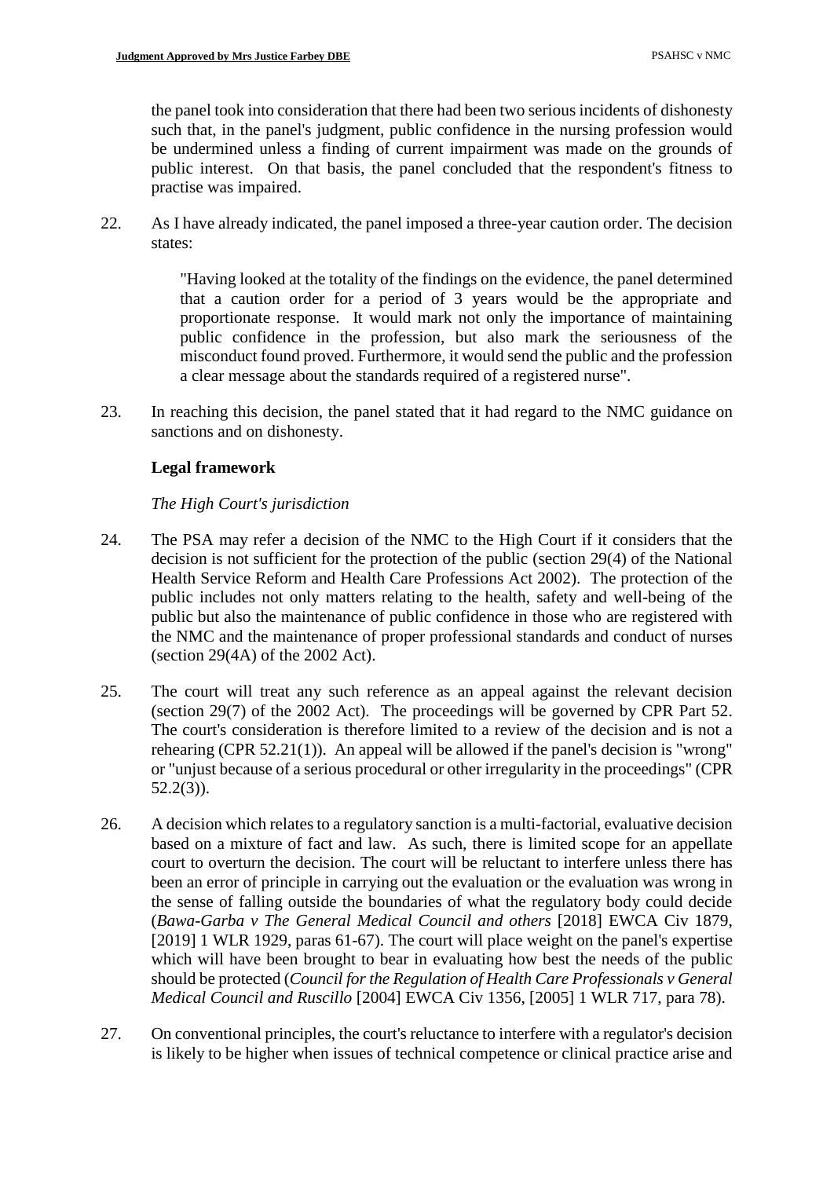the panel took into consideration that there had been two serious incidents of dishonesty such that, in the panel's judgment, public confidence in the nursing profession would be undermined unless a finding of current impairment was made on the grounds of public interest. On that basis, the panel concluded that the respondent's fitness to practise was impaired.

22. As I have already indicated, the panel imposed a three-year caution order. The decision states:

> "Having looked at the totality of the findings on the evidence, the panel determined that a caution order for a period of 3 years would be the appropriate and proportionate response. It would mark not only the importance of maintaining public confidence in the profession, but also mark the seriousness of the misconduct found proved. Furthermore, it would send the public and the profession a clear message about the standards required of a registered nurse".

23. In reaching this decision, the panel stated that it had regard to the NMC guidance on sanctions and on dishonesty.

### Legal framework

*The High Court's jurisdiction*

24. The PSA may refer a decision of the NMC to the High Court if it considers that the decision is not sufficient for the protection of the public (section 29(4) of the National Health Service Reform and Health Care Professions Act 2002). The protection of the public includes not only matters relating to the health, safety and well-being of the public but also the maintenance of public confidence in those who are registered with the NMC and the maintenance of proper professional standards and conduct of nurses (section 29(4A) of the 2002 Act).

25. The court will treat any such reference as an appeal against the relevant decision (section 29(7) of the 2002 Act). The proceedings will be governed by CPR Part 52. The court's consideration is therefore limited to a review of the decision and is not a rehearing (CPR 52.21(1)). An appeal will be allowed if the panel's decision is "wrong" or "unjust because of a serious procedural or other irregularity in the proceedings" (CPR 52.2(3)).

26. A decision which relates to a regulatory sanction is a multi-factorial, evaluative decision based on a mixture of fact and law. As such, there is limited scope for an appellate court to overturn the decision. The court will be reluctant to interfere unless there has been an error of principle in carrying out the evaluation or the evaluation was wrong in the sense of falling outside the boundaries of what the regulatory body could decide (*Bawa-Garba v The General Medical Council and others* [2018] EWCA Civ 1879, [2019] 1 WLR 1929, paras 61-67). The court will place weight on the panel's expertise which will have been brought to bear in evaluating how best the needs of the public should be protected (*Council for the Regulation of Health Care Professionals v General Medical Council and Ruscillo* [2004] EWCA Civ 1356, [2005] 1 WLR 717, para 78).

27. On conventional principles, the court's reluctance to interfere with a regulator's decision is likely to be higher when issues of technical competence or clinical practice arise and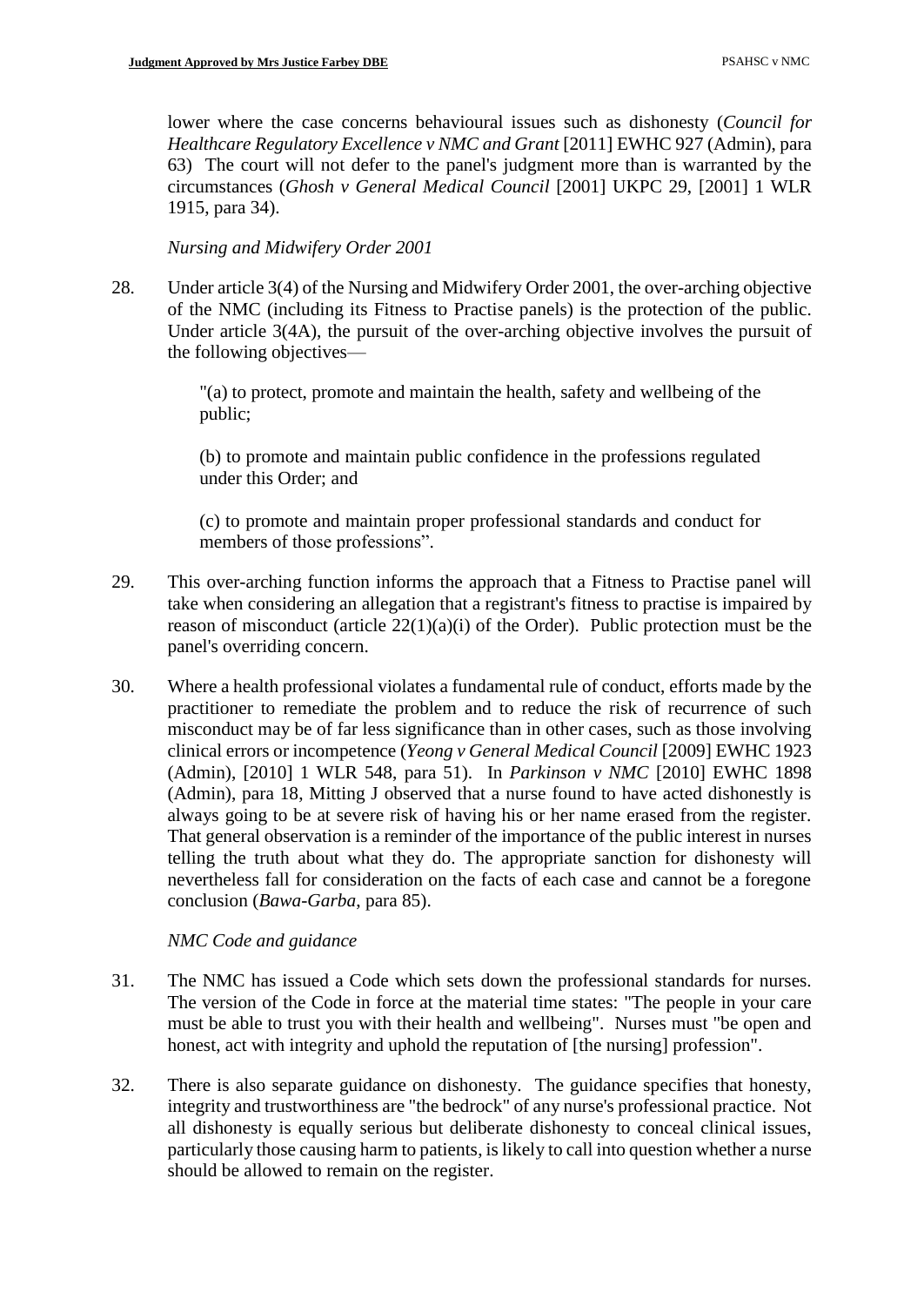lower where the case concerns behavioural issues such as dishonesty (*Council for Healthcare Regulatory Excellence v NMC and Grant* [2011] EWHC 927 (Admin), para 63) The court will not defer to the panel's judgment more than is warranted by the circumstances (*Ghosh v General Medical Council* [2001] UKPC 29, [2001] 1 WLR 1915, para 34).

*Nursing and Midwifery Order 2001*

28. Under article 3(4) of the Nursing and Midwifery Order 2001, the over-arching objective of the NMC (including its Fitness to Practise panels) is the protection of the public. Under article 3(4A), the pursuit of the over-arching objective involves the pursuit of the following objectives—

> "(a) to protect, promote and maintain the health, safety and wellbeing of the public;
>
> (b) to promote and maintain public confidence in the professions regulated under this Order; and
>
> (c) to promote and maintain proper professional standards and conduct for members of those professions".

29. This over-arching function informs the approach that a Fitness to Practise panel will take when considering an allegation that a registrant's fitness to practise is impaired by reason of misconduct (article 22(1)(a)(i) of the Order). Public protection must be the panel's overriding concern.

30. Where a health professional violates a fundamental rule of conduct, efforts made by the practitioner to remediate the problem and to reduce the risk of recurrence of such misconduct may be of far less significance than in other cases, such as those involving clinical errors or incompetence (*Yeong v General Medical Council* [2009] EWHC 1923 (Admin), [2010] 1 WLR 548, para 51). In *Parkinson v NMC* [2010] EWHC 1898 (Admin), para 18, Mitting J observed that a nurse found to have acted dishonestly is always going to be at severe risk of having his or her name erased from the register. That general observation is a reminder of the importance of the public interest in nurses telling the truth about what they do. The appropriate sanction for dishonesty will nevertheless fall for consideration on the facts of each case and cannot be a foregone conclusion (*Bawa-Garba*, para 85).

*NMC Code and guidance*

31. The NMC has issued a Code which sets down the professional standards for nurses. The version of the Code in force at the material time states: "The people in your care must be able to trust you with their health and wellbeing". Nurses must "be open and honest, act with integrity and uphold the reputation of [the nursing] profession".

32. There is also separate guidance on dishonesty. The guidance specifies that honesty, integrity and trustworthiness are "the bedrock" of any nurse's professional practice. Not all dishonesty is equally serious but deliberate dishonesty to conceal clinical issues, particularly those causing harm to patients, is likely to call into question whether a nurse should be allowed to remain on the register.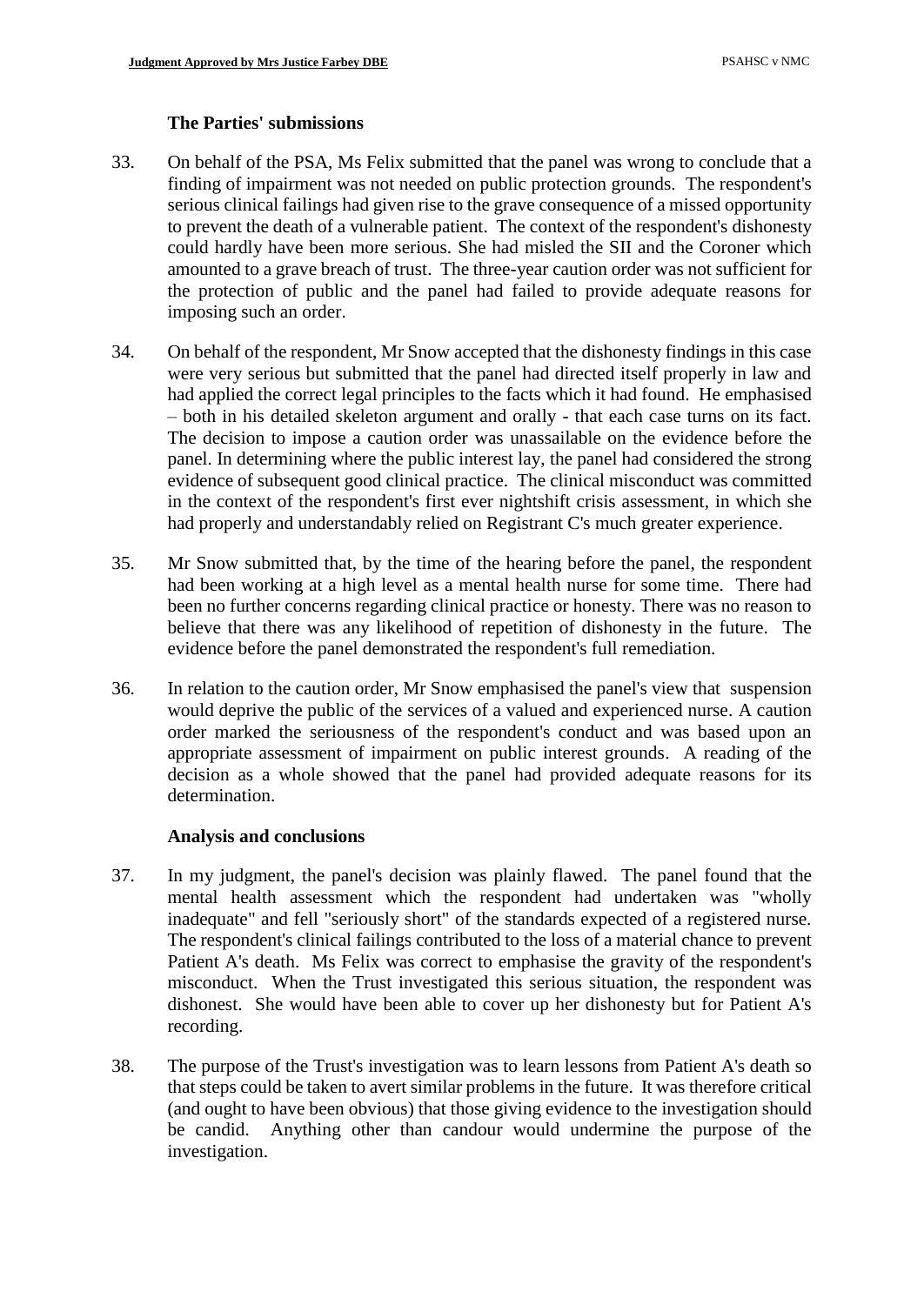### The Parties' submissions

33. On behalf of the PSA, Ms Felix submitted that the panel was wrong to conclude that a finding of impairment was not needed on public protection grounds. The respondent's serious clinical failings had given rise to the grave consequence of a missed opportunity to prevent the death of a vulnerable patient. The context of the respondent's dishonesty could hardly have been more serious. She had misled the SII and the Coroner which amounted to a grave breach of trust. The three-year caution order was not sufficient for the protection of public and the panel had failed to provide adequate reasons for imposing such an order.

34. On behalf of the respondent, Mr Snow accepted that the dishonesty findings in this case were very serious but submitted that the panel had directed itself properly in law and had applied the correct legal principles to the facts which it had found. He emphasised – both in his detailed skeleton argument and orally - that each case turns on its fact. The decision to impose a caution order was unassailable on the evidence before the panel. In determining where the public interest lay, the panel had considered the strong evidence of subsequent good clinical practice. The clinical misconduct was committed in the context of the respondent's first ever nightshift crisis assessment, in which she had properly and understandably relied on Registrant C's much greater experience.

35. Mr Snow submitted that, by the time of the hearing before the panel, the respondent had been working at a high level as a mental health nurse for some time. There had been no further concerns regarding clinical practice or honesty. There was no reason to believe that there was any likelihood of repetition of dishonesty in the future. The evidence before the panel demonstrated the respondent's full remediation.

36. In relation to the caution order, Mr Snow emphasised the panel's view that suspension would deprive the public of the services of a valued and experienced nurse. A caution order marked the seriousness of the respondent's conduct and was based upon an appropriate assessment of impairment on public interest grounds. A reading of the decision as a whole showed that the panel had provided adequate reasons for its determination.

### Analysis and conclusions

37. In my judgment, the panel's decision was plainly flawed. The panel found that the mental health assessment which the respondent had undertaken was "wholly inadequate" and fell "seriously short" of the standards expected of a registered nurse. The respondent's clinical failings contributed to the loss of a material chance to prevent Patient A's death. Ms Felix was correct to emphasise the gravity of the respondent's misconduct. When the Trust investigated this serious situation, the respondent was dishonest. She would have been able to cover up her dishonesty but for Patient A's recording.

38. The purpose of the Trust's investigation was to learn lessons from Patient A's death so that steps could be taken to avert similar problems in the future. It was therefore critical (and ought to have been obvious) that those giving evidence to the investigation should be candid. Anything other than candour would undermine the purpose of the investigation.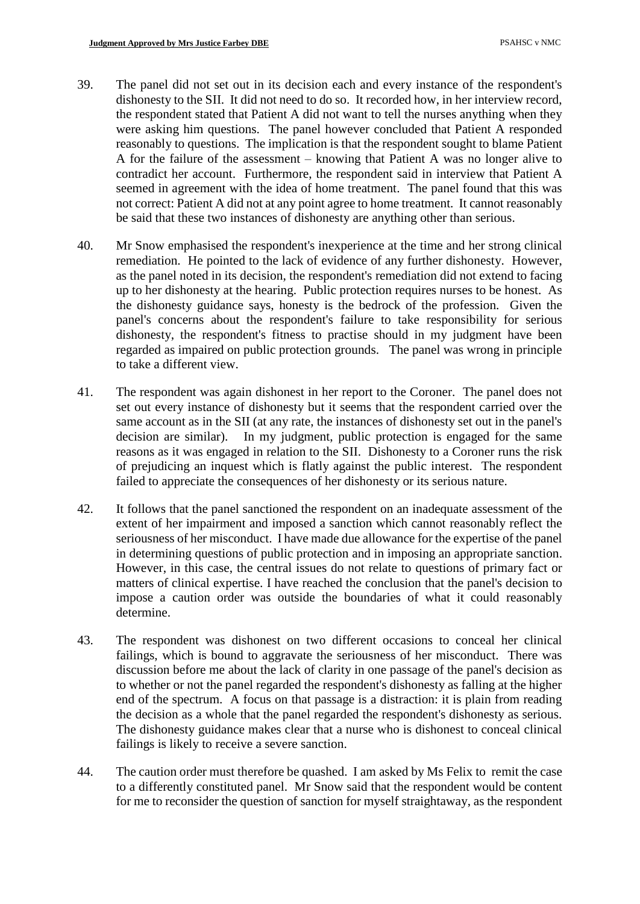39. The panel did not set out in its decision each and every instance of the respondent's dishonesty to the SII. It did not need to do so. It recorded how, in her interview record, the respondent stated that Patient A did not want to tell the nurses anything when they were asking him questions. The panel however concluded that Patient A responded reasonably to questions. The implication is that the respondent sought to blame Patient A for the failure of the assessment – knowing that Patient A was no longer alive to contradict her account. Furthermore, the respondent said in interview that Patient A seemed in agreement with the idea of home treatment. The panel found that this was not correct: Patient A did not at any point agree to home treatment. It cannot reasonably be said that these two instances of dishonesty are anything other than serious.

40. Mr Snow emphasised the respondent's inexperience at the time and her strong clinical remediation. He pointed to the lack of evidence of any further dishonesty. However, as the panel noted in its decision, the respondent's remediation did not extend to facing up to her dishonesty at the hearing. Public protection requires nurses to be honest. As the dishonesty guidance says, honesty is the bedrock of the profession. Given the panel's concerns about the respondent's failure to take responsibility for serious dishonesty, the respondent's fitness to practise should in my judgment have been regarded as impaired on public protection grounds. The panel was wrong in principle to take a different view.

41. The respondent was again dishonest in her report to the Coroner. The panel does not set out every instance of dishonesty but it seems that the respondent carried over the same account as in the SII (at any rate, the instances of dishonesty set out in the panel's decision are similar). In my judgment, public protection is engaged for the same reasons as it was engaged in relation to the SII. Dishonesty to a Coroner runs the risk of prejudicing an inquest which is flatly against the public interest. The respondent failed to appreciate the consequences of her dishonesty or its serious nature.

42. It follows that the panel sanctioned the respondent on an inadequate assessment of the extent of her impairment and imposed a sanction which cannot reasonably reflect the seriousness of her misconduct. I have made due allowance for the expertise of the panel in determining questions of public protection and in imposing an appropriate sanction. However, in this case, the central issues do not relate to questions of primary fact or matters of clinical expertise. I have reached the conclusion that the panel's decision to impose a caution order was outside the boundaries of what it could reasonably determine.

43. The respondent was dishonest on two different occasions to conceal her clinical failings, which is bound to aggravate the seriousness of her misconduct. There was discussion before me about the lack of clarity in one passage of the panel's decision as to whether or not the panel regarded the respondent's dishonesty as falling at the higher end of the spectrum. A focus on that passage is a distraction: it is plain from reading the decision as a whole that the panel regarded the respondent's dishonesty as serious. The dishonesty guidance makes clear that a nurse who is dishonest to conceal clinical failings is likely to receive a severe sanction.

44. The caution order must therefore be quashed. I am asked by Ms Felix to remit the case to a differently constituted panel. Mr Snow said that the respondent would be content for me to reconsider the question of sanction for myself straightaway, as the respondent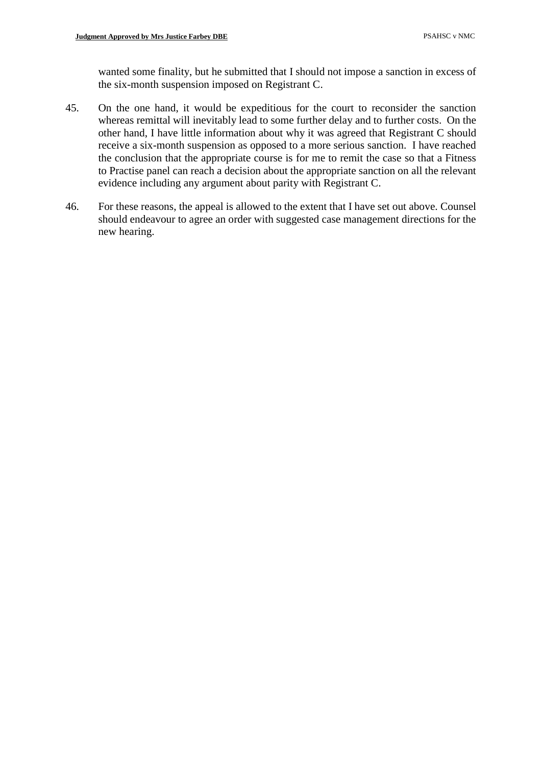wanted some finality, but he submitted that I should not impose a sanction in excess of the six-month suspension imposed on Registrant C.

45. On the one hand, it would be expeditious for the court to reconsider the sanction whereas remittal will inevitably lead to some further delay and to further costs. On the other hand, I have little information about why it was agreed that Registrant C should receive a six-month suspension as opposed to a more serious sanction. I have reached the conclusion that the appropriate course is for me to remit the case so that a Fitness to Practise panel can reach a decision about the appropriate sanction on all the relevant evidence including any argument about parity with Registrant C.

46. For these reasons, the appeal is allowed to the extent that I have set out above. Counsel should endeavour to agree an order with suggested case management directions for the new hearing.